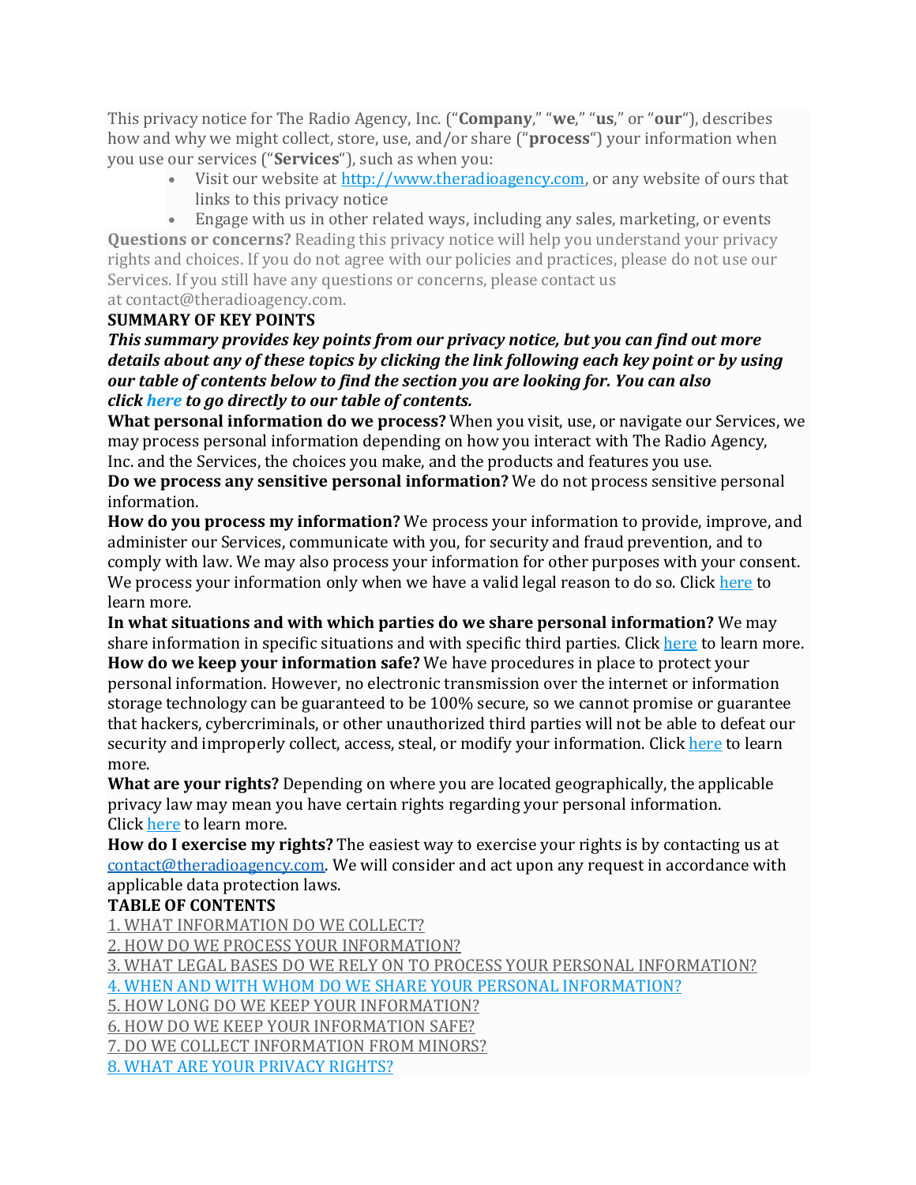This privacy notice for The Radio Agency, Inc. ("**Company**," "**we**," "**us**," or "**our**"), describes how and why we might collect, store, use, and/or share ("**process**") your information when you use our services ("**Services**"), such as when you:

- Visit our website at [http://www.theradioagency.com](http://www.theradioagency.com), or any website of ours that links to this privacy notice
- Engage with us in other related ways, including any sales, marketing, or events

**Questions or concerns?** Reading this privacy notice will help you understand your privacy rights and choices. If you do not agree with our policies and practices, please do not use our Services. If you still have any questions or concerns, please contact us at contact@theradioagency.com.

**SUMMARY OF KEY POINTS**

***This summary provides key points from our privacy notice, but you can find out more details about any of these topics by clicking the link following each key point or by using our table of contents below to find the section you are looking for. You can also click here to go directly to our table of contents.***

**What personal information do we process?** When you visit, use, or navigate our Services, we may process personal information depending on how you interact with The Radio Agency, Inc. and the Services, the choices you make, and the products and features you use.

**Do we process any sensitive personal information?** We do not process sensitive personal information.

**How do you process my information?** We process your information to provide, improve, and administer our Services, communicate with you, for security and fraud prevention, and to comply with law. We may also process your information for other purposes with your consent. We process your information only when we have a valid legal reason to do so. Click here to learn more.

**In what situations and with which parties do we share personal information?** We may share information in specific situations and with specific third parties. Click here to learn more.

**How do we keep your information safe?** We have procedures in place to protect your personal information. However, no electronic transmission over the internet or information storage technology can be guaranteed to be 100% secure, so we cannot promise or guarantee that hackers, cybercriminals, or other unauthorized third parties will not be able to defeat our security and improperly collect, access, steal, or modify your information. Click here to learn more.

**What are your rights?** Depending on where you are located geographically, the applicable privacy law may mean you have certain rights regarding your personal information. Click here to learn more.

**How do I exercise my rights?** The easiest way to exercise your rights is by contacting us at contact@theradioagency.com. We will consider and act upon any request in accordance with applicable data protection laws.

**TABLE OF CONTENTS**

1. WHAT INFORMATION DO WE COLLECT?
2. HOW DO WE PROCESS YOUR INFORMATION?
3. WHAT LEGAL BASES DO WE RELY ON TO PROCESS YOUR PERSONAL INFORMATION?
4. WHEN AND WITH WHOM DO WE SHARE YOUR PERSONAL INFORMATION?
5. HOW LONG DO WE KEEP YOUR INFORMATION?
6. HOW DO WE KEEP YOUR INFORMATION SAFE?
7. DO WE COLLECT INFORMATION FROM MINORS?
8. WHAT ARE YOUR PRIVACY RIGHTS?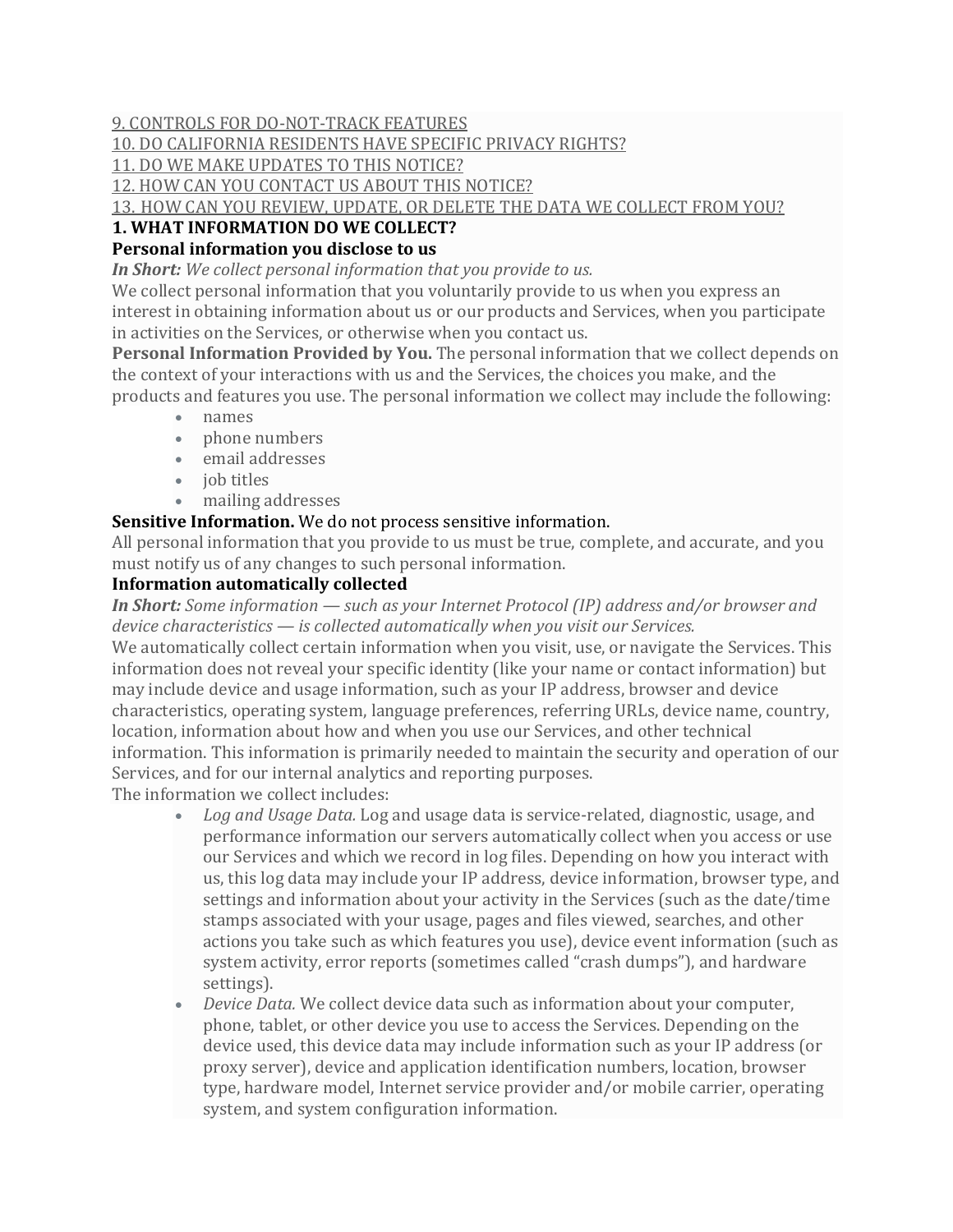9. CONTROLS FOR DO-NOT-TRACK FEATURES
10. DO CALIFORNIA RESIDENTS HAVE SPECIFIC PRIVACY RIGHTS?
11. DO WE MAKE UPDATES TO THIS NOTICE?
12. HOW CAN YOU CONTACT US ABOUT THIS NOTICE?
13. HOW CAN YOU REVIEW, UPDATE, OR DELETE THE DATA WE COLLECT FROM YOU?

## 1. WHAT INFORMATION DO WE COLLECT?

### Personal information you disclose to us

***In Short:*** *We collect personal information that you provide to us.*

We collect personal information that you voluntarily provide to us when you express an interest in obtaining information about us or our products and Services, when you participate in activities on the Services, or otherwise when you contact us.

**Personal Information Provided by You.** The personal information that we collect depends on the context of your interactions with us and the Services, the choices you make, and the products and features you use. The personal information we collect may include the following:

- names
- phone numbers
- email addresses
- job titles
- mailing addresses

**Sensitive Information.** We do not process sensitive information.

All personal information that you provide to us must be true, complete, and accurate, and you must notify us of any changes to such personal information.

### Information automatically collected

***In Short:*** *Some information — such as your Internet Protocol (IP) address and/or browser and device characteristics — is collected automatically when you visit our Services.*

We automatically collect certain information when you visit, use, or navigate the Services. This information does not reveal your specific identity (like your name or contact information) but may include device and usage information, such as your IP address, browser and device characteristics, operating system, language preferences, referring URLs, device name, country, location, information about how and when you use our Services, and other technical information. This information is primarily needed to maintain the security and operation of our Services, and for our internal analytics and reporting purposes.

The information we collect includes:

- *Log and Usage Data.* Log and usage data is service-related, diagnostic, usage, and performance information our servers automatically collect when you access or use our Services and which we record in log files. Depending on how you interact with us, this log data may include your IP address, device information, browser type, and settings and information about your activity in the Services (such as the date/time stamps associated with your usage, pages and files viewed, searches, and other actions you take such as which features you use), device event information (such as system activity, error reports (sometimes called "crash dumps"), and hardware settings).
- *Device Data.* We collect device data such as information about your computer, phone, tablet, or other device you use to access the Services. Depending on the device used, this device data may include information such as your IP address (or proxy server), device and application identification numbers, location, browser type, hardware model, Internet service provider and/or mobile carrier, operating system, and system configuration information.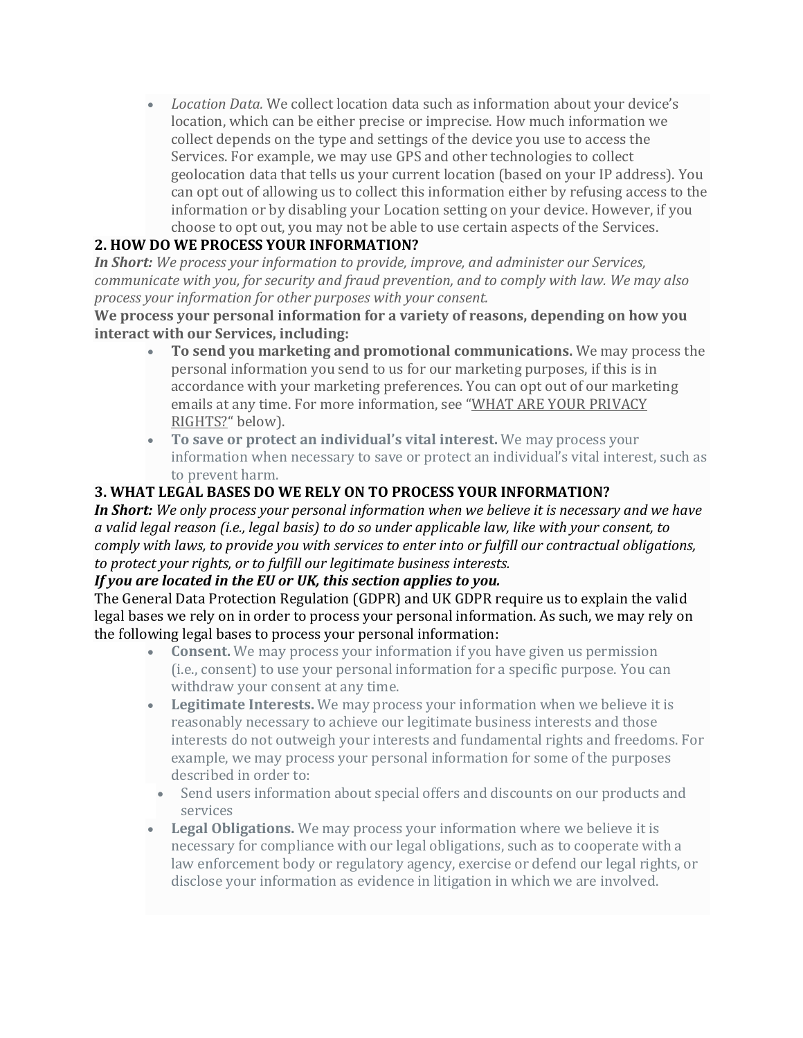- *Location Data.* We collect location data such as information about your device's location, which can be either precise or imprecise. How much information we collect depends on the type and settings of the device you use to access the Services. For example, we may use GPS and other technologies to collect geolocation data that tells us your current location (based on your IP address). You can opt out of allowing us to collect this information either by refusing access to the information or by disabling your Location setting on your device. However, if you choose to opt out, you may not be able to use certain aspects of the Services.

## 2. HOW DO WE PROCESS YOUR INFORMATION?

***In Short:*** *We process your information to provide, improve, and administer our Services, communicate with you, for security and fraud prevention, and to comply with law. We may also process your information for other purposes with your consent.*

**We process your personal information for a variety of reasons, depending on how you interact with our Services, including:**

- **To send you marketing and promotional communications.** We may process the personal information you send to us for our marketing purposes, if this is in accordance with your marketing preferences. You can opt out of our marketing emails at any time. For more information, see "WHAT ARE YOUR PRIVACY RIGHTS?" below).
- **To save or protect an individual's vital interest.** We may process your information when necessary to save or protect an individual's vital interest, such as to prevent harm.

## 3. WHAT LEGAL BASES DO WE RELY ON TO PROCESS YOUR INFORMATION?

***In Short:*** *We only process your personal information when we believe it is necessary and we have a valid legal reason (i.e., legal basis) to do so under applicable law, like with your consent, to comply with laws, to provide you with services to enter into or fulfill our contractual obligations, to protect your rights, or to fulfill our legitimate business interests.*

***If you are located in the EU or UK, this section applies to you.***

The General Data Protection Regulation (GDPR) and UK GDPR require us to explain the valid legal bases we rely on in order to process your personal information. As such, we may rely on the following legal bases to process your personal information:

- **Consent.** We may process your information if you have given us permission (i.e., consent) to use your personal information for a specific purpose. You can withdraw your consent at any time.
- **Legitimate Interests.** We may process your information when we believe it is reasonably necessary to achieve our legitimate business interests and those interests do not outweigh your interests and fundamental rights and freedoms. For example, we may process your personal information for some of the purposes described in order to:
  - Send users information about special offers and discounts on our products and services
- **Legal Obligations.** We may process your information where we believe it is necessary for compliance with our legal obligations, such as to cooperate with a law enforcement body or regulatory agency, exercise or defend our legal rights, or disclose your information as evidence in litigation in which we are involved.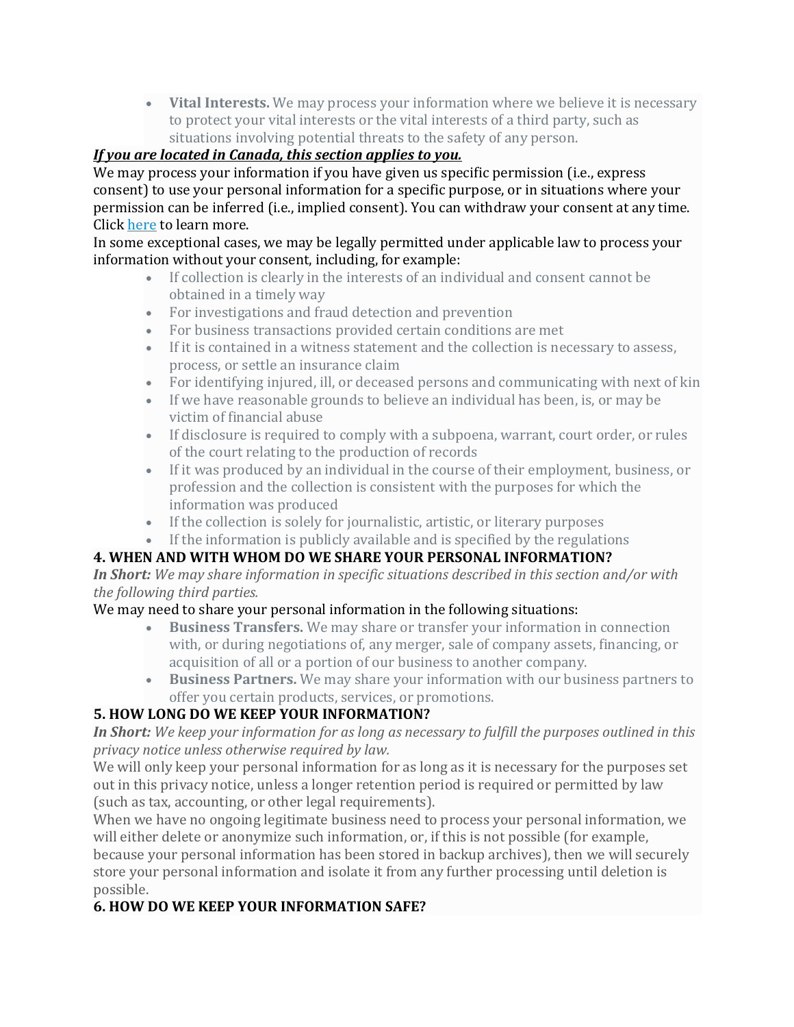- **Vital Interests.** We may process your information where we believe it is necessary to protect your vital interests or the vital interests of a third party, such as situations involving potential threats to the safety of any person.

***If you are located in Canada, this section applies to you.***

We may process your information if you have given us specific permission (i.e., express consent) to use your personal information for a specific purpose, or in situations where your permission can be inferred (i.e., implied consent). You can withdraw your consent at any time. Click here to learn more.

In some exceptional cases, we may be legally permitted under applicable law to process your information without your consent, including, for example:

- If collection is clearly in the interests of an individual and consent cannot be obtained in a timely way
- For investigations and fraud detection and prevention
- For business transactions provided certain conditions are met
- If it is contained in a witness statement and the collection is necessary to assess, process, or settle an insurance claim
- For identifying injured, ill, or deceased persons and communicating with next of kin
- If we have reasonable grounds to believe an individual has been, is, or may be victim of financial abuse
- If disclosure is required to comply with a subpoena, warrant, court order, or rules of the court relating to the production of records
- If it was produced by an individual in the course of their employment, business, or profession and the collection is consistent with the purposes for which the information was produced
- If the collection is solely for journalistic, artistic, or literary purposes
- If the information is publicly available and is specified by the regulations

## 4. WHEN AND WITH WHOM DO WE SHARE YOUR PERSONAL INFORMATION?

***In Short:*** *We may share information in specific situations described in this section and/or with the following third parties.*

We may need to share your personal information in the following situations:

- **Business Transfers.** We may share or transfer your information in connection with, or during negotiations of, any merger, sale of company assets, financing, or acquisition of all or a portion of our business to another company.
- **Business Partners.** We may share your information with our business partners to offer you certain products, services, or promotions.

## 5. HOW LONG DO WE KEEP YOUR INFORMATION?

***In Short:*** *We keep your information for as long as necessary to fulfill the purposes outlined in this privacy notice unless otherwise required by law.*

We will only keep your personal information for as long as it is necessary for the purposes set out in this privacy notice, unless a longer retention period is required or permitted by law (such as tax, accounting, or other legal requirements).

When we have no ongoing legitimate business need to process your personal information, we will either delete or anonymize such information, or, if this is not possible (for example, because your personal information has been stored in backup archives), then we will securely store your personal information and isolate it from any further processing until deletion is possible.

## 6. HOW DO WE KEEP YOUR INFORMATION SAFE?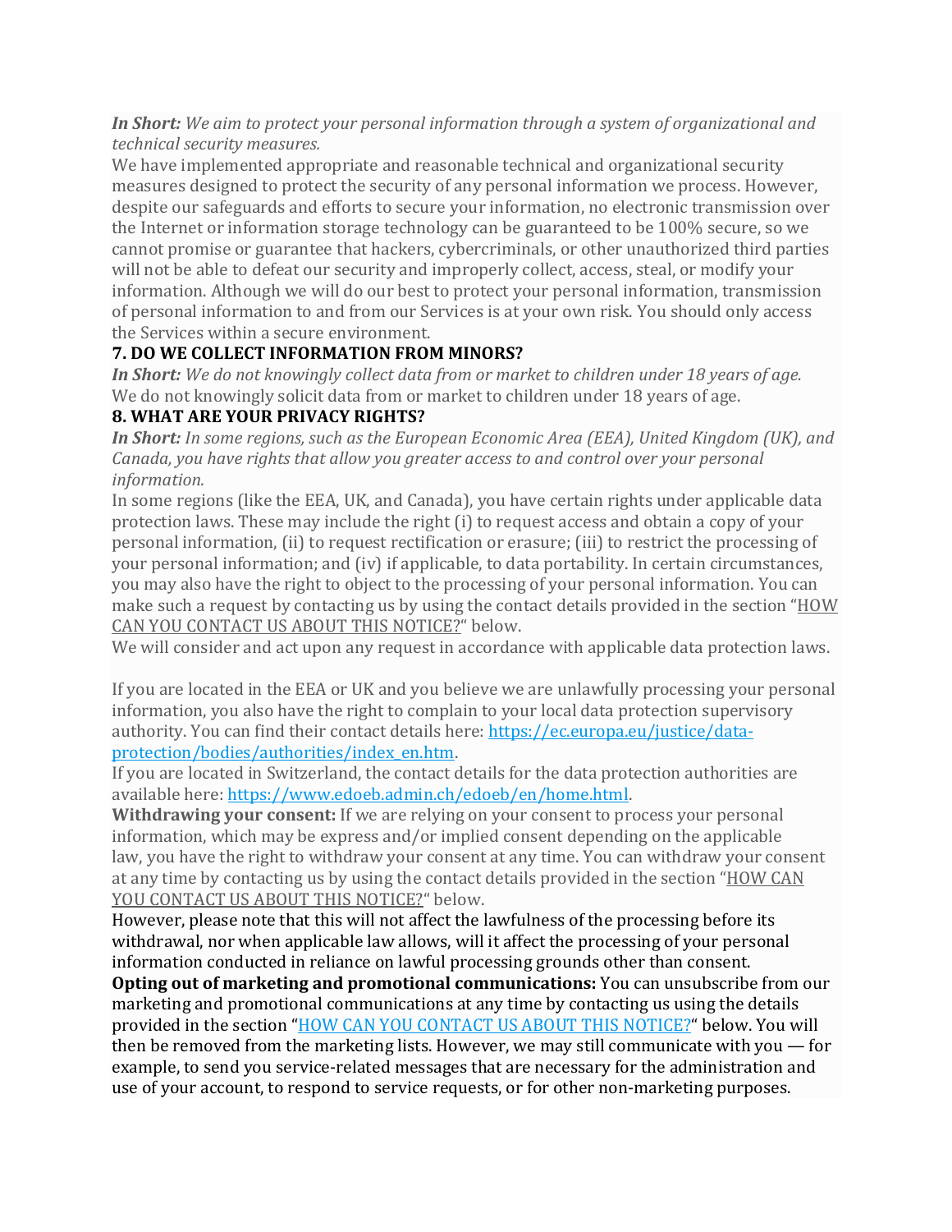***In Short:*** *We aim to protect your personal information through a system of organizational and technical security measures.*

We have implemented appropriate and reasonable technical and organizational security measures designed to protect the security of any personal information we process. However, despite our safeguards and efforts to secure your information, no electronic transmission over the Internet or information storage technology can be guaranteed to be 100% secure, so we cannot promise or guarantee that hackers, cybercriminals, or other unauthorized third parties will not be able to defeat our security and improperly collect, access, steal, or modify your information. Although we will do our best to protect your personal information, transmission of personal information to and from our Services is at your own risk. You should only access the Services within a secure environment.

**7. DO WE COLLECT INFORMATION FROM MINORS?**

***In Short:*** *We do not knowingly collect data from or market to children under 18 years of age.*

We do not knowingly solicit data from or market to children under 18 years of age.

**8. WHAT ARE YOUR PRIVACY RIGHTS?**

***In Short:*** *In some regions, such as the European Economic Area (EEA), United Kingdom (UK), and Canada, you have rights that allow you greater access to and control over your personal information.*

In some regions (like the EEA, UK, and Canada), you have certain rights under applicable data protection laws. These may include the right (i) to request access and obtain a copy of your personal information, (ii) to request rectification or erasure; (iii) to restrict the processing of your personal information; and (iv) if applicable, to data portability. In certain circumstances, you may also have the right to object to the processing of your personal information. You can make such a request by contacting us by using the contact details provided in the section "HOW CAN YOU CONTACT US ABOUT THIS NOTICE?" below.

We will consider and act upon any request in accordance with applicable data protection laws.

If you are located in the EEA or UK and you believe we are unlawfully processing your personal information, you also have the right to complain to your local data protection supervisory authority. You can find their contact details here: https://ec.europa.eu/justice/data-protection/bodies/authorities/index_en.htm.

If you are located in Switzerland, the contact details for the data protection authorities are available here: https://www.edoeb.admin.ch/edoeb/en/home.html.

**Withdrawing your consent:** If we are relying on your consent to process your personal information, which may be express and/or implied consent depending on the applicable law, you have the right to withdraw your consent at any time. You can withdraw your consent at any time by contacting us by using the contact details provided in the section "HOW CAN YOU CONTACT US ABOUT THIS NOTICE?" below.

However, please note that this will not affect the lawfulness of the processing before its withdrawal, nor when applicable law allows, will it affect the processing of your personal information conducted in reliance on lawful processing grounds other than consent.

**Opting out of marketing and promotional communications:** You can unsubscribe from our marketing and promotional communications at any time by contacting us using the details provided in the section "HOW CAN YOU CONTACT US ABOUT THIS NOTICE?" below. You will then be removed from the marketing lists. However, we may still communicate with you — for example, to send you service-related messages that are necessary for the administration and use of your account, to respond to service requests, or for other non-marketing purposes.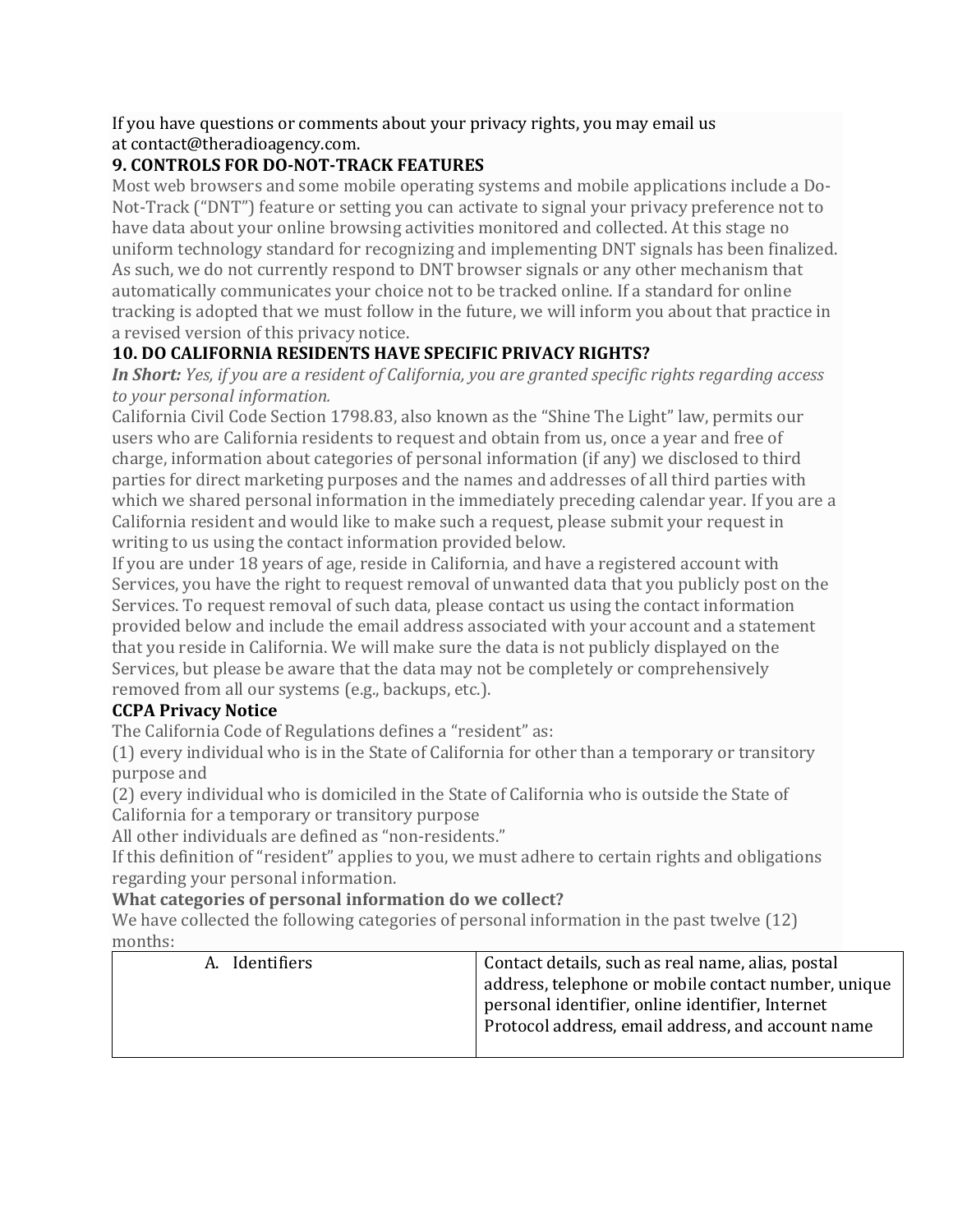If you have questions or comments about your privacy rights, you may email us at contact@theradioagency.com.

**9. CONTROLS FOR DO-NOT-TRACK FEATURES**

Most web browsers and some mobile operating systems and mobile applications include a Do-Not-Track ("DNT") feature or setting you can activate to signal your privacy preference not to have data about your online browsing activities monitored and collected. At this stage no uniform technology standard for recognizing and implementing DNT signals has been finalized. As such, we do not currently respond to DNT browser signals or any other mechanism that automatically communicates your choice not to be tracked online. If a standard for online tracking is adopted that we must follow in the future, we will inform you about that practice in a revised version of this privacy notice.

**10. DO CALIFORNIA RESIDENTS HAVE SPECIFIC PRIVACY RIGHTS?**

***In Short:*** *Yes, if you are a resident of California, you are granted specific rights regarding access to your personal information.*

California Civil Code Section 1798.83, also known as the "Shine The Light" law, permits our users who are California residents to request and obtain from us, once a year and free of charge, information about categories of personal information (if any) we disclosed to third parties for direct marketing purposes and the names and addresses of all third parties with which we shared personal information in the immediately preceding calendar year. If you are a California resident and would like to make such a request, please submit your request in writing to us using the contact information provided below.

If you are under 18 years of age, reside in California, and have a registered account with Services, you have the right to request removal of unwanted data that you publicly post on the Services. To request removal of such data, please contact us using the contact information provided below and include the email address associated with your account and a statement that you reside in California. We will make sure the data is not publicly displayed on the Services, but please be aware that the data may not be completely or comprehensively removed from all our systems (e.g., backups, etc.).

**CCPA Privacy Notice**

The California Code of Regulations defines a "resident" as:

(1) every individual who is in the State of California for other than a temporary or transitory purpose and

(2) every individual who is domiciled in the State of California who is outside the State of California for a temporary or transitory purpose

All other individuals are defined as "non-residents."

If this definition of "resident" applies to you, we must adhere to certain rights and obligations regarding your personal information.

**What categories of personal information do we collect?**

We have collected the following categories of personal information in the past twelve (12) months:

| | |
|---|---|
| A. Identifiers | Contact details, such as real name, alias, postal address, telephone or mobile contact number, unique personal identifier, online identifier, Internet Protocol address, email address, and account name |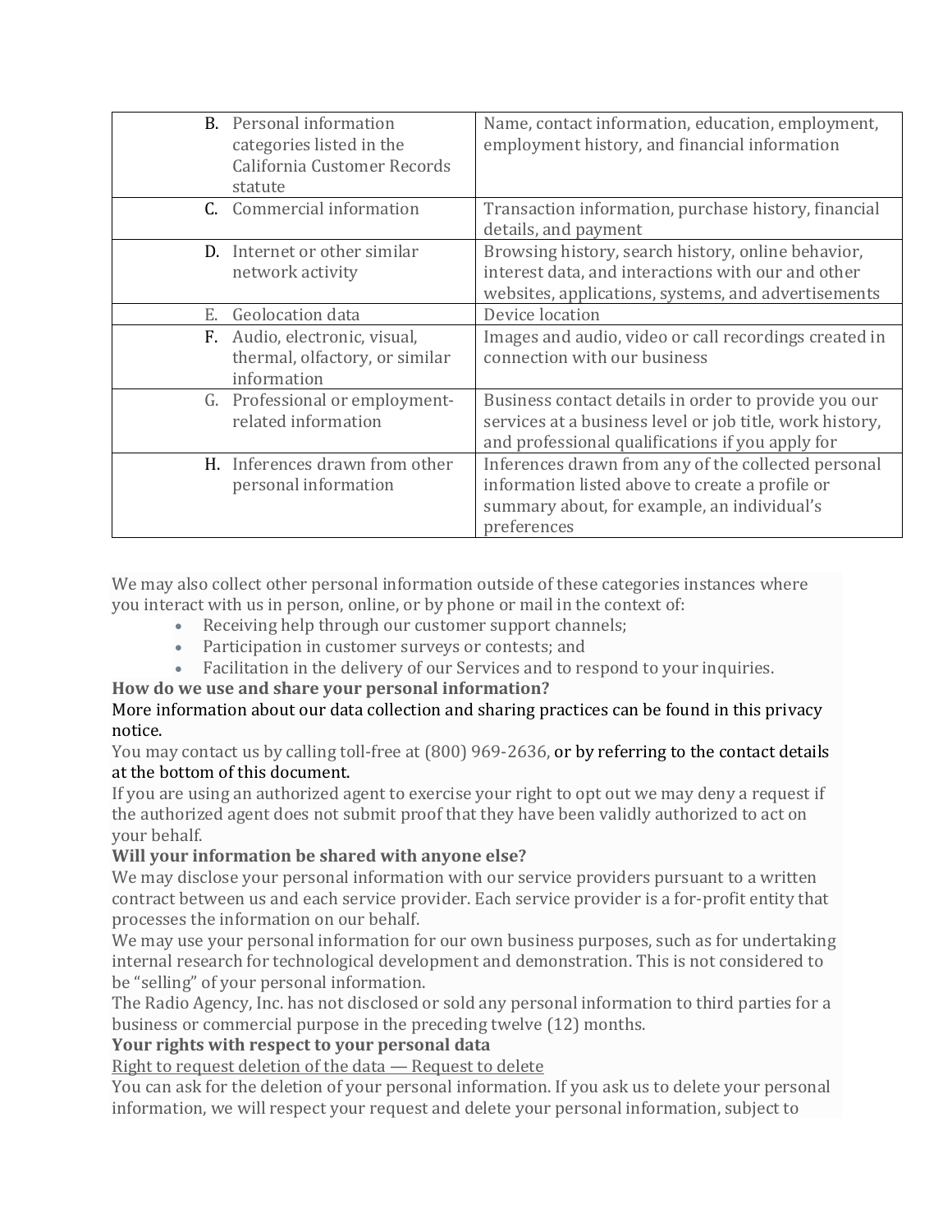| | |
|---|---|
| **B.** Personal information categories listed in the California Customer Records statute | Name, contact information, education, employment, employment history, and financial information |
| C. Commercial information | Transaction information, purchase history, financial details, and payment |
| **D.** Internet or other similar network activity | Browsing history, search history, online behavior, interest data, and interactions with our and other websites, applications, systems, and advertisements |
| E. Geolocation data | Device location |
| **F.** Audio, electronic, visual, thermal, olfactory, or similar information | Images and audio, video or call recordings created in connection with our business |
| G. Professional or employment-related information | Business contact details in order to provide you our services at a business level or job title, work history, and professional qualifications if you apply for |
| **H.** Inferences drawn from other personal information | Inferences drawn from any of the collected personal information listed above to create a profile or summary about, for example, an individual's preferences |

We may also collect other personal information outside of these categories instances where you interact with us in person, online, or by phone or mail in the context of:

- Receiving help through our customer support channels;
- Participation in customer surveys or contests; and
- Facilitation in the delivery of our Services and to respond to your inquiries.

**How do we use and share your personal information?**

More information about our data collection and sharing practices can be found in this privacy notice.

You may contact us by calling toll-free at (800) 969-2636, or by referring to the contact details at the bottom of this document.

If you are using an authorized agent to exercise your right to opt out we may deny a request if the authorized agent does not submit proof that they have been validly authorized to act on your behalf.

**Will your information be shared with anyone else?**

We may disclose your personal information with our service providers pursuant to a written contract between us and each service provider. Each service provider is a for-profit entity that processes the information on our behalf.

We may use your personal information for our own business purposes, such as for undertaking internal research for technological development and demonstration. This is not considered to be "selling" of your personal information.

The Radio Agency, Inc. has not disclosed or sold any personal information to third parties for a business or commercial purpose in the preceding twelve (12) months.

**Your rights with respect to your personal data**

<u>Right to request deletion of the data — Request to delete</u>

You can ask for the deletion of your personal information. If you ask us to delete your personal information, we will respect your request and delete your personal information, subject to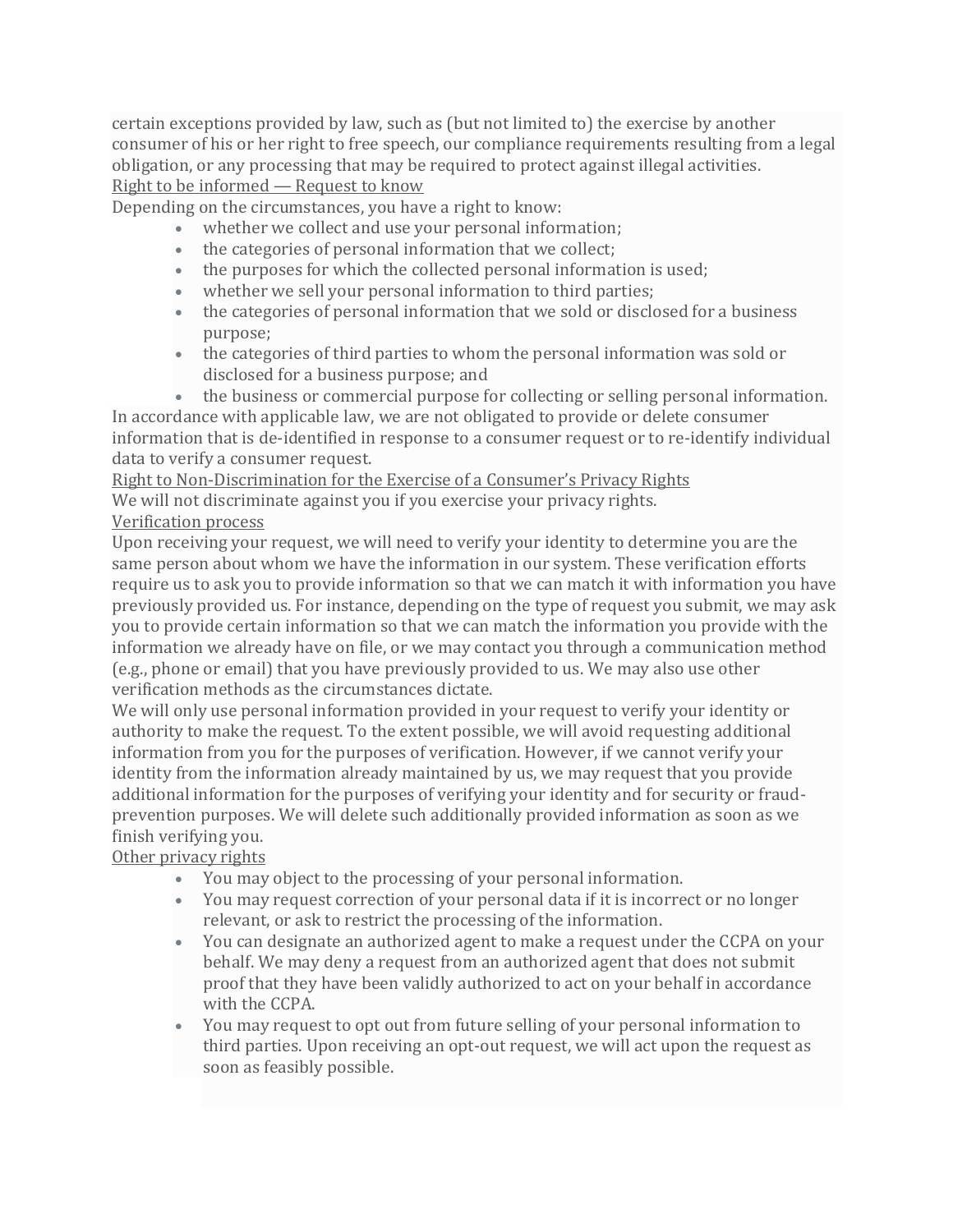certain exceptions provided by law, such as (but not limited to) the exercise by another consumer of his or her right to free speech, our compliance requirements resulting from a legal obligation, or any processing that may be required to protect against illegal activities.

<u>Right to be informed — Request to know</u>

Depending on the circumstances, you have a right to know:

- whether we collect and use your personal information;
- the categories of personal information that we collect;
- the purposes for which the collected personal information is used;
- whether we sell your personal information to third parties;
- the categories of personal information that we sold or disclosed for a business purpose;
- the categories of third parties to whom the personal information was sold or disclosed for a business purpose; and
- the business or commercial purpose for collecting or selling personal information.

In accordance with applicable law, we are not obligated to provide or delete consumer information that is de-identified in response to a consumer request or to re-identify individual data to verify a consumer request.

<u>Right to Non-Discrimination for the Exercise of a Consumer's Privacy Rights</u>

We will not discriminate against you if you exercise your privacy rights.

<u>Verification process</u>

Upon receiving your request, we will need to verify your identity to determine you are the same person about whom we have the information in our system. These verification efforts require us to ask you to provide information so that we can match it with information you have previously provided us. For instance, depending on the type of request you submit, we may ask you to provide certain information so that we can match the information you provide with the information we already have on file, or we may contact you through a communication method (e.g., phone or email) that you have previously provided to us. We may also use other verification methods as the circumstances dictate.

We will only use personal information provided in your request to verify your identity or authority to make the request. To the extent possible, we will avoid requesting additional information from you for the purposes of verification. However, if we cannot verify your identity from the information already maintained by us, we may request that you provide additional information for the purposes of verifying your identity and for security or fraud-prevention purposes. We will delete such additionally provided information as soon as we finish verifying you.

<u>Other privacy rights</u>

- You may object to the processing of your personal information.
- You may request correction of your personal data if it is incorrect or no longer relevant, or ask to restrict the processing of the information.
- You can designate an authorized agent to make a request under the CCPA on your behalf. We may deny a request from an authorized agent that does not submit proof that they have been validly authorized to act on your behalf in accordance with the CCPA.
- You may request to opt out from future selling of your personal information to third parties. Upon receiving an opt-out request, we will act upon the request as soon as feasibly possible.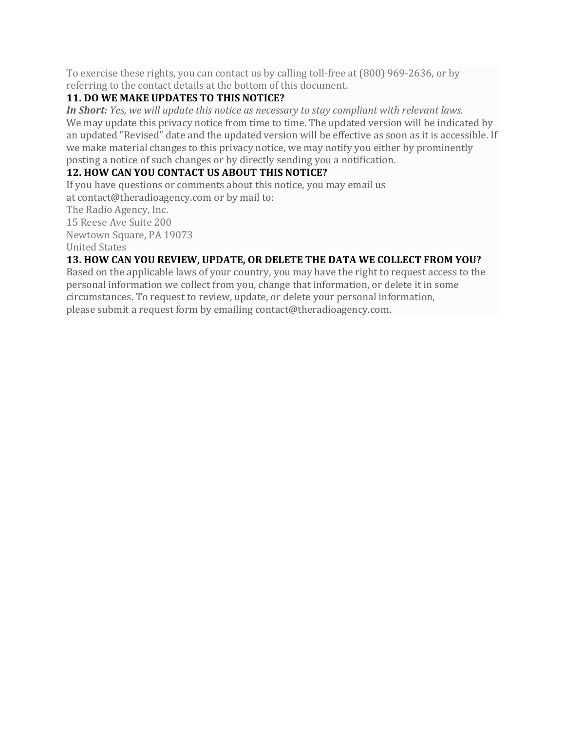To exercise these rights, you can contact us by calling toll-free at (800) 969-2636, or by referring to the contact details at the bottom of this document.

## 11. DO WE MAKE UPDATES TO THIS NOTICE?

***In Short:*** *Yes, we will update this notice as necessary to stay compliant with relevant laws.*

We may update this privacy notice from time to time. The updated version will be indicated by an updated "Revised" date and the updated version will be effective as soon as it is accessible. If we make material changes to this privacy notice, we may notify you either by prominently posting a notice of such changes or by directly sending you a notification.

## 12. HOW CAN YOU CONTACT US ABOUT THIS NOTICE?

If you have questions or comments about this notice, you may email us at contact@theradioagency.com or by mail to:

The Radio Agency, Inc.
15 Reese Ave Suite 200
Newtown Square, PA 19073
United States

## 13. HOW CAN YOU REVIEW, UPDATE, OR DELETE THE DATA WE COLLECT FROM YOU?

Based on the applicable laws of your country, you may have the right to request access to the personal information we collect from you, change that information, or delete it in some circumstances. To request to review, update, or delete your personal information, please submit a request form by emailing contact@theradioagency.com.